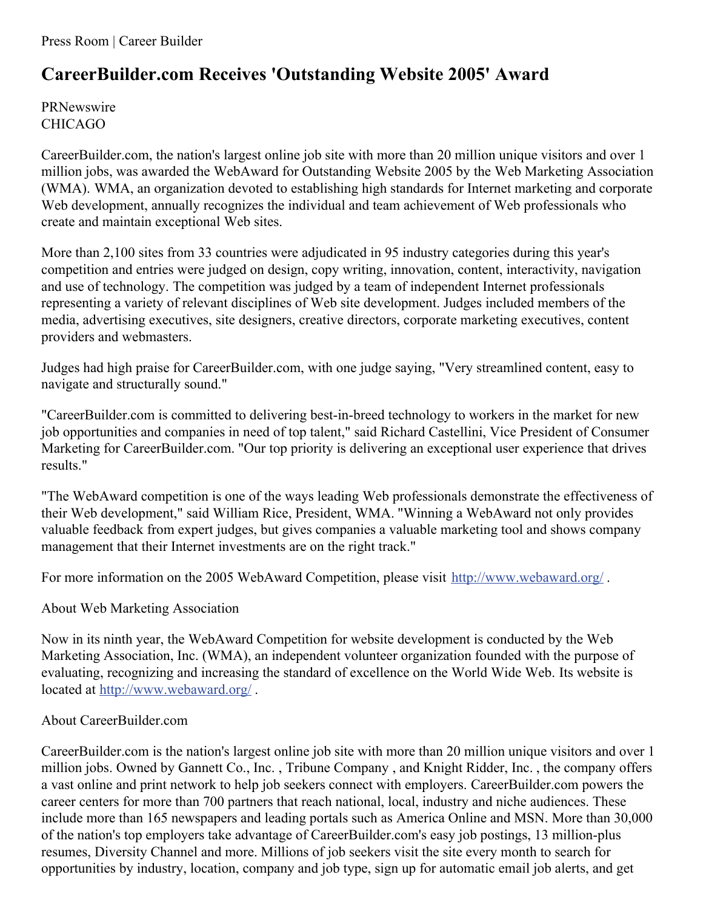Press Room | Career Builder

# CareerBuilder.com Receives 'Outstanding Website 2005' Award

PRNewswire
CHICAGO

CareerBuilder.com, the nation's largest online job site with more than 20 million unique visitors and over 1 million jobs, was awarded the WebAward for Outstanding Website 2005 by the Web Marketing Association (WMA). WMA, an organization devoted to establishing high standards for Internet marketing and corporate Web development, annually recognizes the individual and team achievement of Web professionals who create and maintain exceptional Web sites.

More than 2,100 sites from 33 countries were adjudicated in 95 industry categories during this year's competition and entries were judged on design, copy writing, innovation, content, interactivity, navigation and use of technology. The competition was judged by a team of independent Internet professionals representing a variety of relevant disciplines of Web site development. Judges included members of the media, advertising executives, site designers, creative directors, corporate marketing executives, content providers and webmasters.

Judges had high praise for CareerBuilder.com, with one judge saying, "Very streamlined content, easy to navigate and structurally sound."

"CareerBuilder.com is committed to delivering best-in-breed technology to workers in the market for new job opportunities and companies in need of top talent," said Richard Castellini, Vice President of Consumer Marketing for CareerBuilder.com. "Our top priority is delivering an exceptional user experience that drives results."

"The WebAward competition is one of the ways leading Web professionals demonstrate the effectiveness of their Web development," said William Rice, President, WMA. "Winning a WebAward not only provides valuable feedback from expert judges, but gives companies a valuable marketing tool and shows company management that their Internet investments are on the right track."

For more information on the 2005 WebAward Competition, please visit [http://www.webaward.org/](http://www.webaward.org/) .

About Web Marketing Association

Now in its ninth year, the WebAward Competition for website development is conducted by the Web Marketing Association, Inc. (WMA), an independent volunteer organization founded with the purpose of evaluating, recognizing and increasing the standard of excellence on the World Wide Web. Its website is located at [http://www.webaward.org/](http://www.webaward.org/) .

About CareerBuilder.com

CareerBuilder.com is the nation's largest online job site with more than 20 million unique visitors and over 1 million jobs. Owned by Gannett Co., Inc. , Tribune Company , and Knight Ridder, Inc. , the company offers a vast online and print network to help job seekers connect with employers. CareerBuilder.com powers the career centers for more than 700 partners that reach national, local, industry and niche audiences. These include more than 165 newspapers and leading portals such as America Online and MSN. More than 30,000 of the nation's top employers take advantage of CareerBuilder.com's easy job postings, 13 million-plus resumes, Diversity Channel and more. Millions of job seekers visit the site every month to search for opportunities by industry, location, company and job type, sign up for automatic email job alerts, and get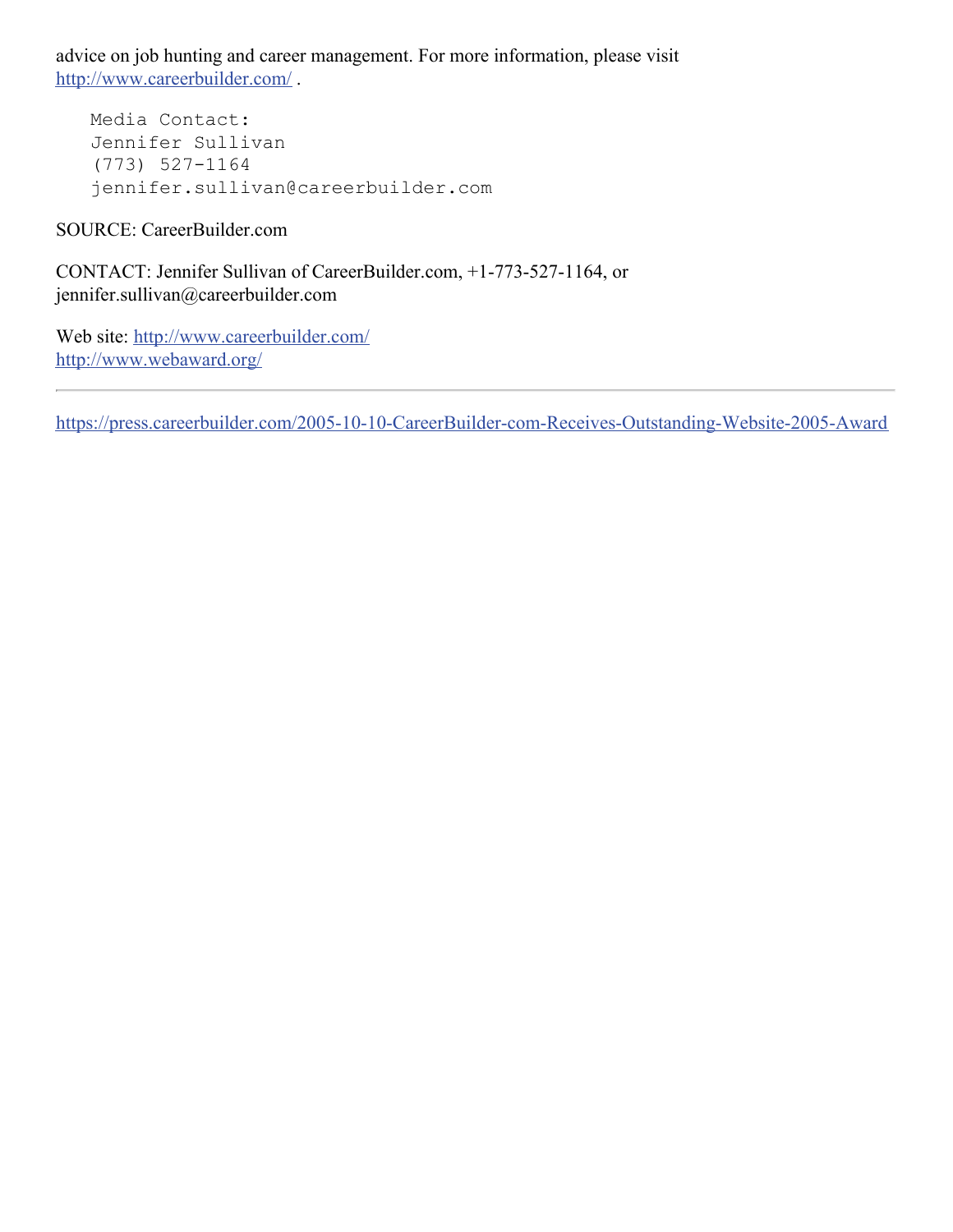advice on job hunting and career management. For more information, please visit http://www.careerbuilder.com/ .

```
Media Contact:
Jennifer Sullivan
(773) 527-1164
jennifer.sullivan@careerbuilder.com
```

SOURCE: CareerBuilder.com

CONTACT: Jennifer Sullivan of CareerBuilder.com, +1-773-527-1164, or jennifer.sullivan@careerbuilder.com

Web site: http://www.careerbuilder.com/
http://www.webaward.org/

---

https://press.careerbuilder.com/2005-10-10-CareerBuilder-com-Receives-Outstanding-Website-2005-Award